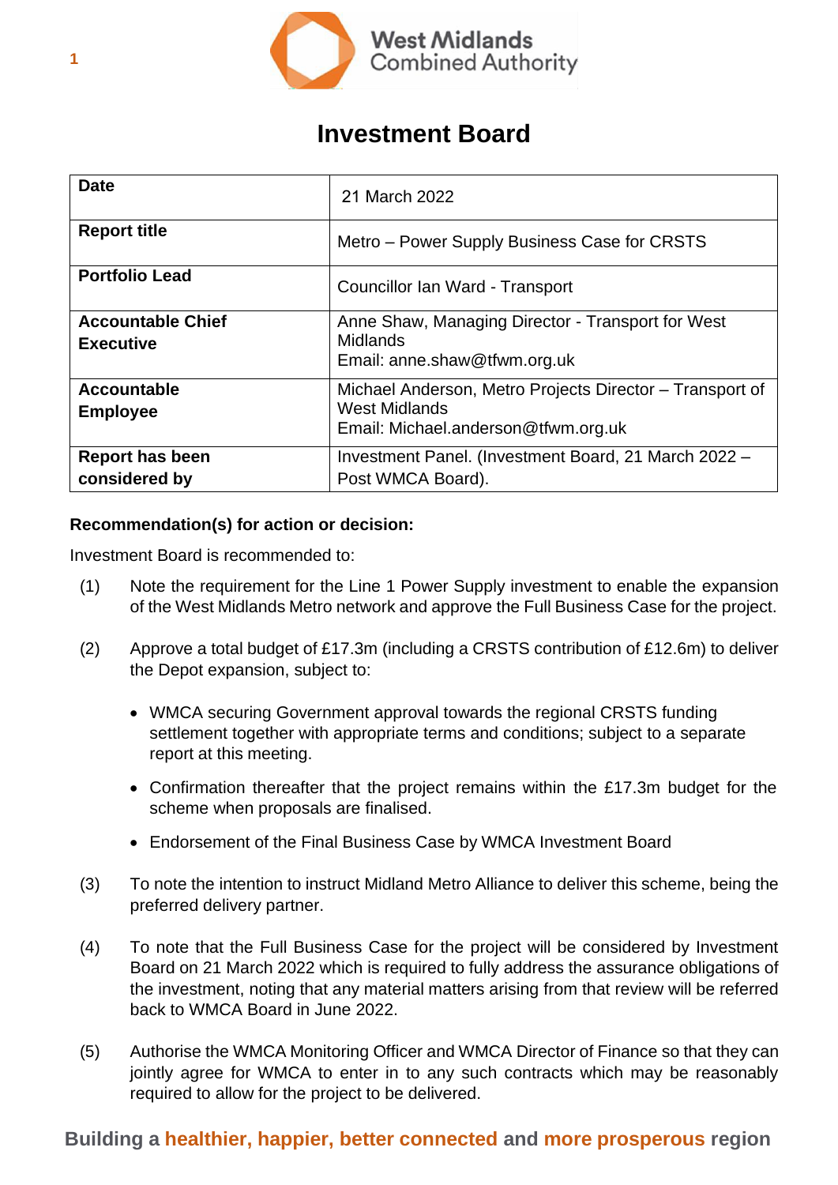West Midlands Combined Authority

# Investment Board

| Date | 21 March 2022 |
|---|---|
| **Report title** | Metro – Power Supply Business Case for CRSTS |
| **Portfolio Lead** | Councillor Ian Ward - Transport |
| **Accountable Chief Executive** | Anne Shaw, Managing Director - Transport for West Midlands<br>Email: anne.shaw@tfwm.org.uk |
| **Accountable Employee** | Michael Anderson, Metro Projects Director – Transport of West Midlands<br>Email: Michael.anderson@tfwm.org.uk |
| **Report has been considered by** | Investment Panel. (Investment Board, 21 March 2022 – Post WMCA Board). |

**Recommendation(s) for action or decision:**

Investment Board is recommended to:

(1) Note the requirement for the Line 1 Power Supply investment to enable the expansion of the West Midlands Metro network and approve the Full Business Case for the project.

(2) Approve a total budget of £17.3m (including a CRSTS contribution of £12.6m) to deliver the Depot expansion, subject to:

- WMCA securing Government approval towards the regional CRSTS funding settlement together with appropriate terms and conditions; subject to a separate report at this meeting.
- Confirmation thereafter that the project remains within the £17.3m budget for the scheme when proposals are finalised.
- Endorsement of the Final Business Case by WMCA Investment Board

(3) To note the intention to instruct Midland Metro Alliance to deliver this scheme, being the preferred delivery partner.

(4) To note that the Full Business Case for the project will be considered by Investment Board on 21 March 2022 which is required to fully address the assurance obligations of the investment, noting that any material matters arising from that review will be referred back to WMCA Board in June 2022.

(5) Authorise the WMCA Monitoring Officer and WMCA Director of Finance so that they can jointly agree for WMCA to enter in to any such contracts which may be reasonably required to allow for the project to be delivered.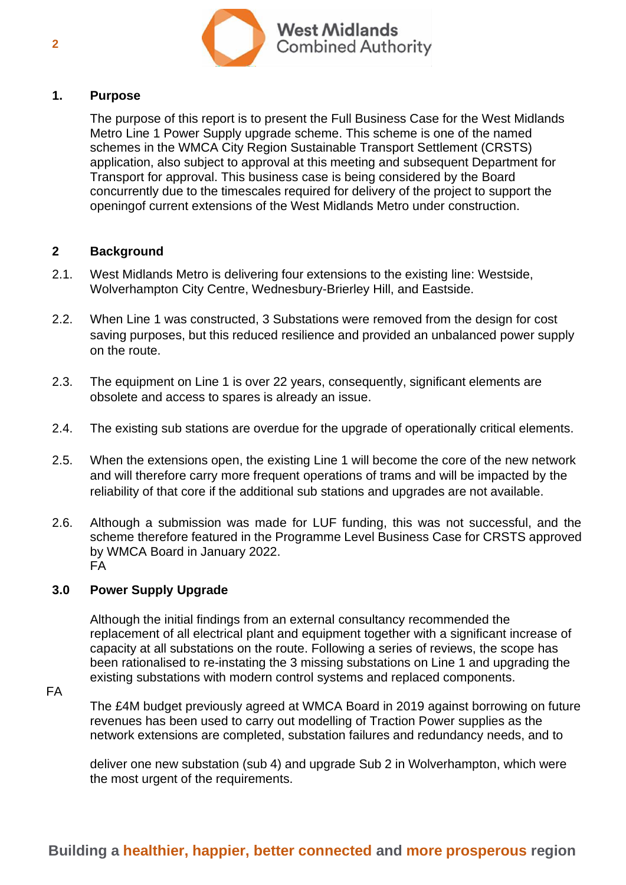## 1. Purpose

The purpose of this report is to present the Full Business Case for the West Midlands Metro Line 1 Power Supply upgrade scheme. This scheme is one of the named schemes in the WMCA City Region Sustainable Transport Settlement (CRSTS) application, also subject to approval at this meeting and subsequent Department for Transport for approval. This business case is being considered by the Board concurrently due to the timescales required for delivery of the project to support the openingof current extensions of the West Midlands Metro under construction.

## 2 Background

2.1. West Midlands Metro is delivering four extensions to the existing line: Westside, Wolverhampton City Centre, Wednesbury-Brierley Hill, and Eastside.

2.2. When Line 1 was constructed, 3 Substations were removed from the design for cost saving purposes, but this reduced resilience and provided an unbalanced power supply on the route.

2.3. The equipment on Line 1 is over 22 years, consequently, significant elements are obsolete and access to spares is already an issue.

2.4. The existing sub stations are overdue for the upgrade of operationally critical elements.

2.5. When the extensions open, the existing Line 1 will become the core of the new network and will therefore carry more frequent operations of trams and will be impacted by the reliability of that core if the additional sub stations and upgrades are not available.

2.6. Although a submission was made for LUF funding, this was not successful, and the scheme therefore featured in the Programme Level Business Case for CRSTS approved by WMCA Board in January 2022.
FA

## 3.0 Power Supply Upgrade

Although the initial findings from an external consultancy recommended the replacement of all electrical plant and equipment together with a significant increase of capacity at all substations on the route. Following a series of reviews, the scope has been rationalised to re-instating the 3 missing substations on Line 1 and upgrading the existing substations with modern control systems and replaced components.

FA

The £4M budget previously agreed at WMCA Board in 2019 against borrowing on future revenues has been used to carry out modelling of Traction Power supplies as the network extensions are completed, substation failures and redundancy needs, and to

deliver one new substation (sub 4) and upgrade Sub 2 in Wolverhampton, which were the most urgent of the requirements.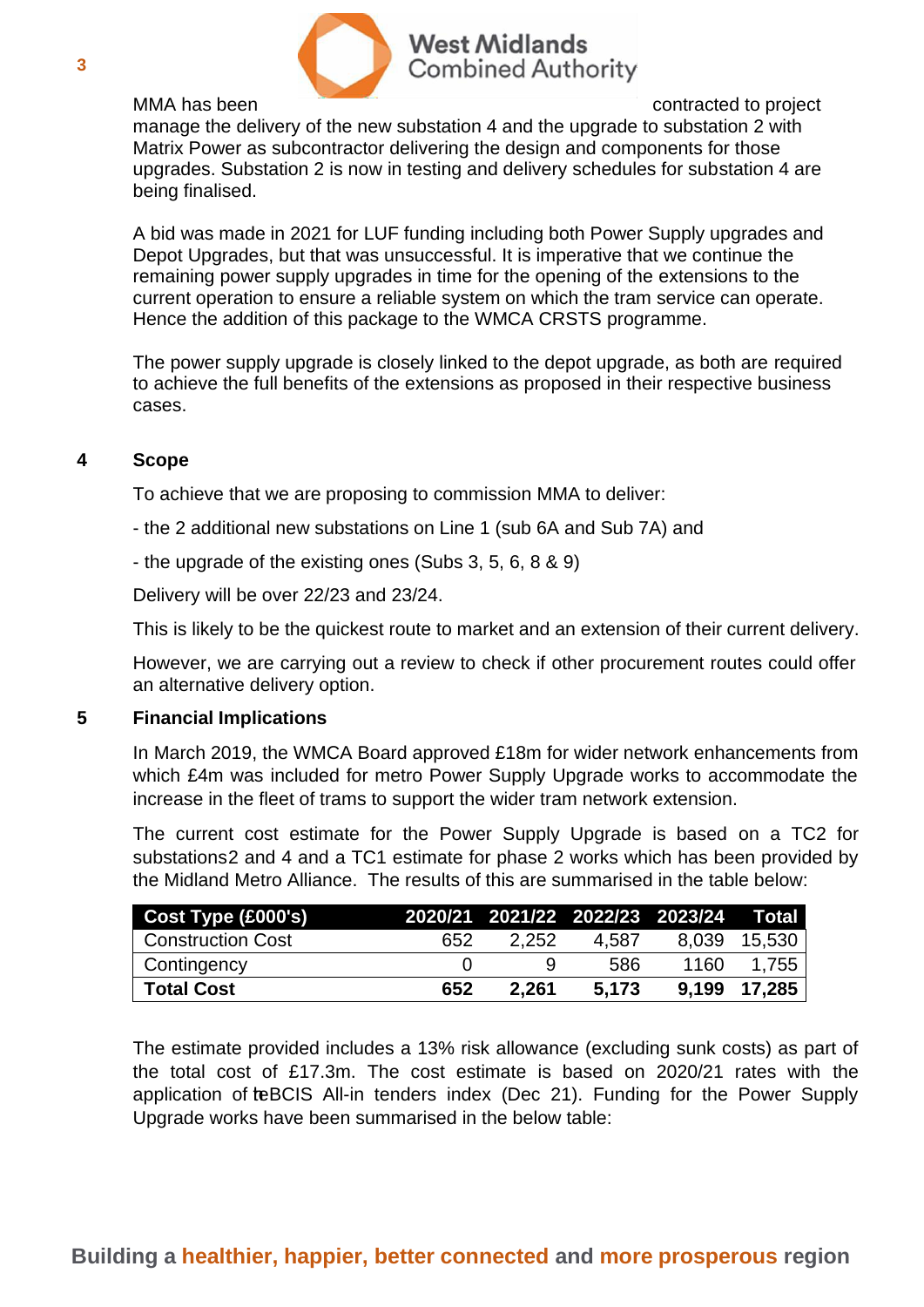MMA has been contracted to project manage the delivery of the new substation 4 and the upgrade to substation 2 with Matrix Power as subcontractor delivering the design and components for those upgrades. Substation 2 is now in testing and delivery schedules for substation 4 are being finalised.

A bid was made in 2021 for LUF funding including both Power Supply upgrades and Depot Upgrades, but that was unsuccessful. It is imperative that we continue the remaining power supply upgrades in time for the opening of the extensions to the current operation to ensure a reliable system on which the tram service can operate. Hence the addition of this package to the WMCA CRSTS programme.

The power supply upgrade is closely linked to the depot upgrade, as both are required to achieve the full benefits of the extensions as proposed in their respective business cases.

## 4 Scope

To achieve that we are proposing to commission MMA to deliver:

- the 2 additional new substations on Line 1 (sub 6A and Sub 7A) and

- the upgrade of the existing ones (Subs 3, 5, 6, 8 & 9)

Delivery will be over 22/23 and 23/24.

This is likely to be the quickest route to market and an extension of their current delivery.

However, we are carrying out a review to check if other procurement routes could offer an alternative delivery option.

## 5 Financial Implications

In March 2019, the WMCA Board approved £18m for wider network enhancements from which £4m was included for metro Power Supply Upgrade works to accommodate the increase in the fleet of trams to support the wider tram network extension.

The current cost estimate for the Power Supply Upgrade is based on a TC2 for substations2 and 4 and a TC1 estimate for phase 2 works which has been provided by the Midland Metro Alliance. The results of this are summarised in the table below:

| Cost Type (£000's) | 2020/21 | 2021/22 | 2022/23 | 2023/24 | Total |
|---|---|---|---|---|---|
| Construction Cost | 652 | 2,252 | 4,587 | 8,039 | 15,530 |
| Contingency | 0 | 9 | 586 | 1160 | 1,755 |
| **Total Cost** | **652** | **2,261** | **5,173** | **9,199** | **17,285** |

The estimate provided includes a 13% risk allowance (excluding sunk costs) as part of the total cost of £17.3m. The cost estimate is based on 2020/21 rates with the application of the BCIS All-in tenders index (Dec 21). Funding for the Power Supply Upgrade works have been summarised in the below table: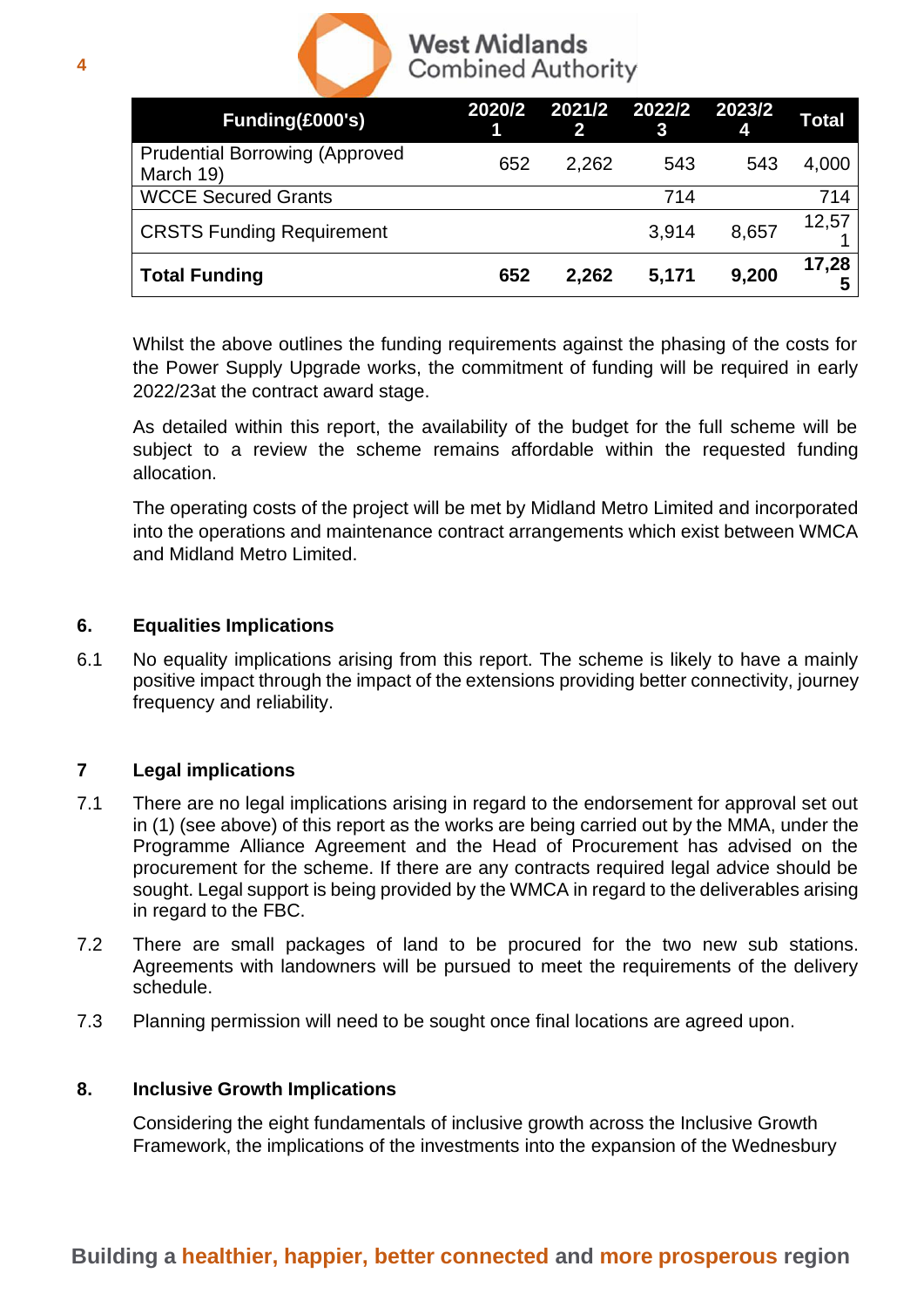| Funding(£000's) | 2020/21 | 2021/22 | 2022/23 | 2023/24 | Total |
| --- | --- | --- | --- | --- | --- |
| Prudential Borrowing (Approved March 19) | 652 | 2,262 | 543 | 543 | 4,000 |
| WCCE Secured Grants | | | 714 | | 714 |
| CRSTS Funding Requirement | | | 3,914 | 8,657 | 12,571 |
| **Total Funding** | **652** | **2,262** | **5,171** | **9,200** | **17,285** |

Whilst the above outlines the funding requirements against the phasing of the costs for the Power Supply Upgrade works, the commitment of funding will be required in early 2022/23at the contract award stage.

As detailed within this report, the availability of the budget for the full scheme will be subject to a review the scheme remains affordable within the requested funding allocation.

The operating costs of the project will be met by Midland Metro Limited and incorporated into the operations and maintenance contract arrangements which exist between WMCA and Midland Metro Limited.

## 6. Equalities Implications

6.1 No equality implications arising from this report. The scheme is likely to have a mainly positive impact through the impact of the extensions providing better connectivity, journey frequency and reliability.

## 7 Legal implications

7.1 There are no legal implications arising in regard to the endorsement for approval set out in (1) (see above) of this report as the works are being carried out by the MMA, under the Programme Alliance Agreement and the Head of Procurement has advised on the procurement for the scheme. If there are any contracts required legal advice should be sought. Legal support is being provided by the WMCA in regard to the deliverables arising in regard to the FBC.

7.2 There are small packages of land to be procured for the two new sub stations. Agreements with landowners will be pursued to meet the requirements of the delivery schedule.

7.3 Planning permission will need to be sought once final locations are agreed upon.

## 8. Inclusive Growth Implications

Considering the eight fundamentals of inclusive growth across the Inclusive Growth Framework, the implications of the investments into the expansion of the Wednesbury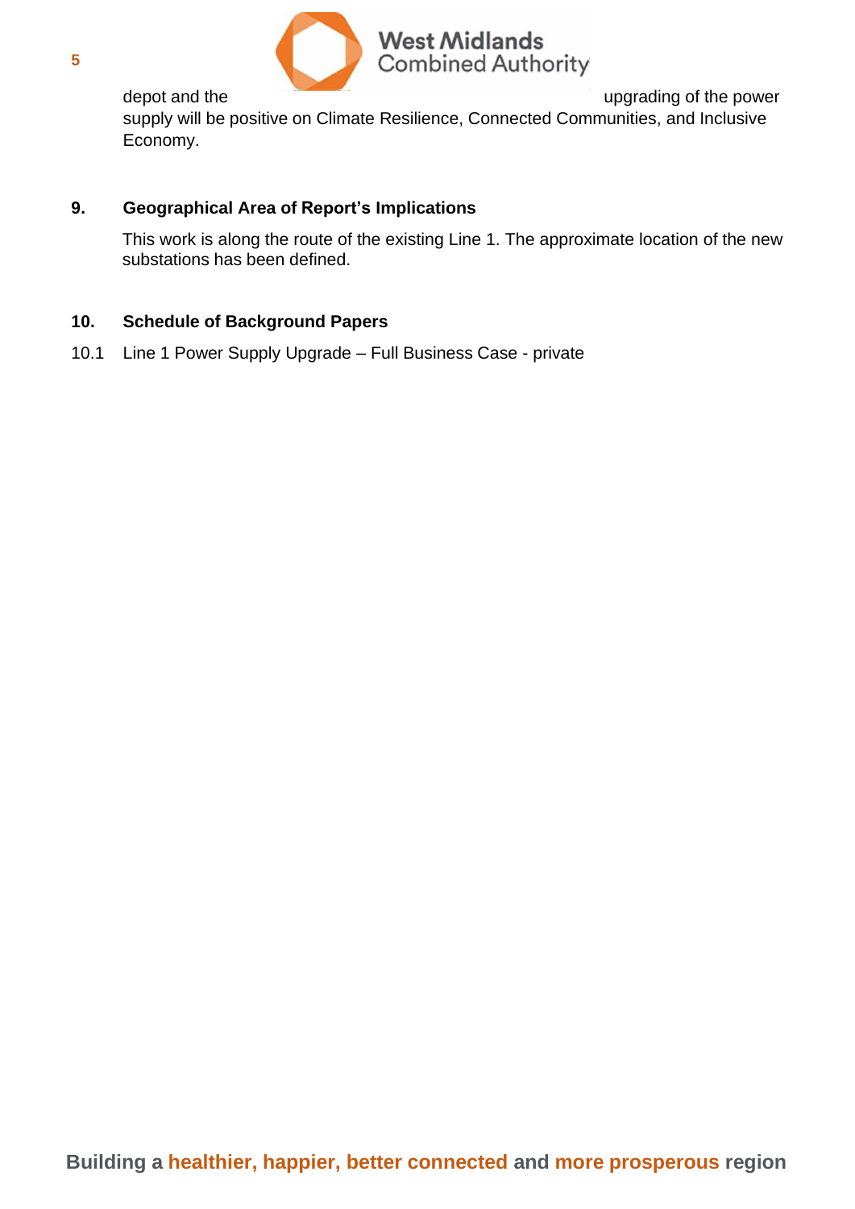depot and the upgrading of the power supply will be positive on Climate Resilience, Connected Communities, and Inclusive Economy.

## 9. Geographical Area of Report's Implications

This work is along the route of the existing Line 1. The approximate location of the new substations has been defined.

## 10. Schedule of Background Papers

10.1 Line 1 Power Supply Upgrade – Full Business Case - private